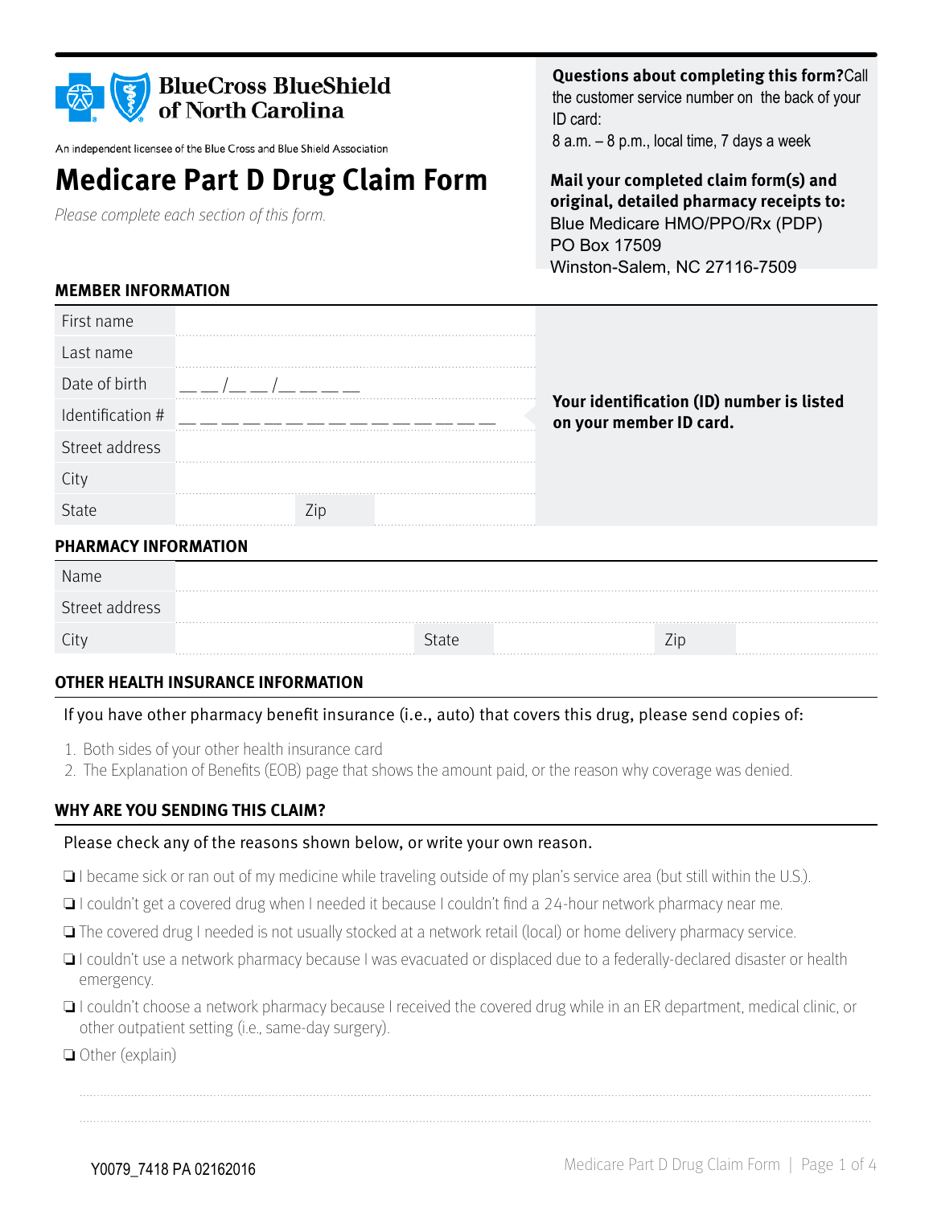BlueCross BlueShield of North Carolina

An independent licensee of the Blue Cross and Blue Shield Association

# Medicare Part D Drug Claim Form

*Please complete each section of this form.*

**Questions about completing this form?** Call the customer service number on the back of your ID card:
8 a.m. – 8 p.m., local time, 7 days a week

**Mail your completed claim form(s) and original, detailed pharmacy receipts to:**
Blue Medicare HMO/PPO/Rx (PDP)
PO Box 17509
Winston-Salem, NC 27116-7509

## MEMBER INFORMATION

| | |
|---|---|
| First name | |
| Last name | |
| Date of birth | __ __/__ __/__ __ __ __ |
| Identification # | __ __ __ __ __ __ __ __ __ __ __ __ __ __ __ __ |
| Street address | |
| City | |
| State | Zip |

**Your identification (ID) number is listed on your member ID card.**

## PHARMACY INFORMATION

| | | | | | |
|---|---|---|---|---|---|
| Name | | | | | |
| Street address | | | | | |
| City | | State | | Zip | |

## OTHER HEALTH INSURANCE INFORMATION

If you have other pharmacy benefit insurance (i.e., auto) that covers this drug, please send copies of:

1. Both sides of your other health insurance card
2. The Explanation of Benefits (EOB) page that shows the amount paid, or the reason why coverage was denied.

## WHY ARE YOU SENDING THIS CLAIM?

Please check any of the reasons shown below, or write your own reason.

- ❏ I became sick or ran out of my medicine while traveling outside of my plan's service area (but still within the U.S.).
- ❏ I couldn't get a covered drug when I needed it because I couldn't find a 24-hour network pharmacy near me.
- ❏ The covered drug I needed is not usually stocked at a network retail (local) or home delivery pharmacy service.
- ❏ I couldn't use a network pharmacy because I was evacuated or displaced due to a federally-declared disaster or health emergency.
- ❏ I couldn't choose a network pharmacy because I received the covered drug while in an ER department, medical clinic, or other outpatient setting (i.e., same-day surgery).
- ❏ Other (explain)

Y0079_7418 PA 02162016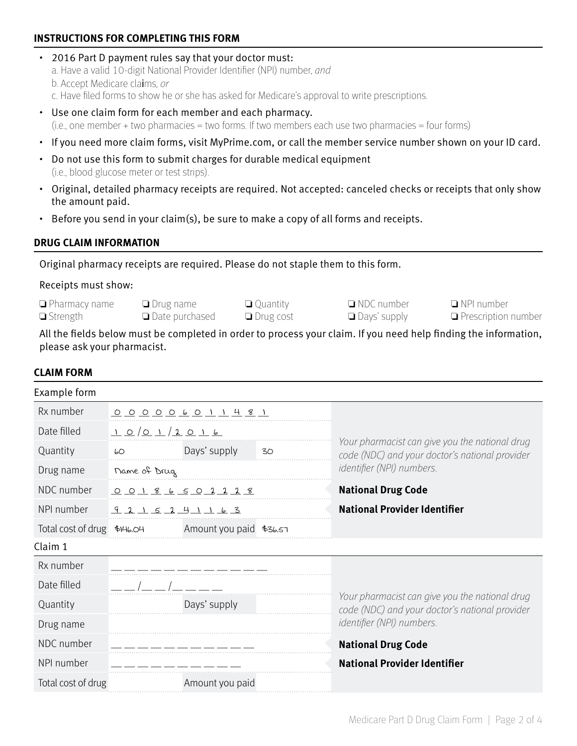## INSTRUCTIONS FOR COMPLETING THIS FORM

- 2016 Part D payment rules say that your doctor must:
  a. Have a valid 10-digit National Provider Identifier (NPI) number, *and*
  b. Accept Medicare claims, *or*
  c. Have filed forms to show he or she has asked for Medicare's approval to write prescriptions.
- Use one claim form for each member and each pharmacy.
  (i.e., one member + two pharmacies = two forms. If two members each use two pharmacies = four forms)
- If you need more claim forms, visit MyPrime.com, or call the member service number shown on your ID card.
- Do not use this form to submit charges for durable medical equipment
  (i.e., blood glucose meter or test strips).
- Original, detailed pharmacy receipts are required. Not accepted: canceled checks or receipts that only show the amount paid.
- Before you send in your claim(s), be sure to make a copy of all forms and receipts.

## DRUG CLAIM INFORMATION

Original pharmacy receipts are required. Please do not staple them to this form.

Receipts must show:

- ❑ Pharmacy name
- ❑ Strength
- ❑ Drug name
- ❑ Date purchased
- ❑ Quantity
- ❑ Drug cost
- ❑ NDC number
- ❑ Days' supply
- ❑ NPI number
- ❑ Prescription number

All the fields below must be completed in order to process your claim. If you need help finding the information, please ask your pharmacist.

## CLAIM FORM

Example form

| | | | | |
|---|---|---|---|---|
| Rx number | 0 0 0 0 0 6 0 1 1 4 8 1 | | | *Your pharmacist can give you the national drug code (NDC) and your doctor's national provider identifier (NPI) numbers.* |
| Date filled | 1 0 / 0 1 / 2 0 1 6 | | | |
| Quantity | 60 | Days' supply | 30 | |
| Drug name | Name of Drug | | | |
| NDC number | 0 0 1 8 6 5 0 2 2 2 8 | | | **National Drug Code** |
| NPI number | 9 2 1 5 2 4 1 1 6 3 | | | **National Provider Identifier** |
| Total cost of drug | $146.04 | Amount you paid | $36.57 | |

Claim 1

| | | | | |
|---|---|---|---|---|
| Rx number | _ _ _ _ _ _ _ _ _ _ _ _ | | | *Your pharmacist can give you the national drug code (NDC) and your doctor's national provider identifier (NPI) numbers.* |
| Date filled | _ _ / _ _ / _ _ _ _ | | | |
| Quantity | | Days' supply | | |
| Drug name | | | | |
| NDC number | _ _ _ _ _ _ _ _ _ _ _ | | | **National Drug Code** |
| NPI number | _ _ _ _ _ _ _ _ _ _ | | | **National Provider Identifier** |
| Total cost of drug | | Amount you paid | | |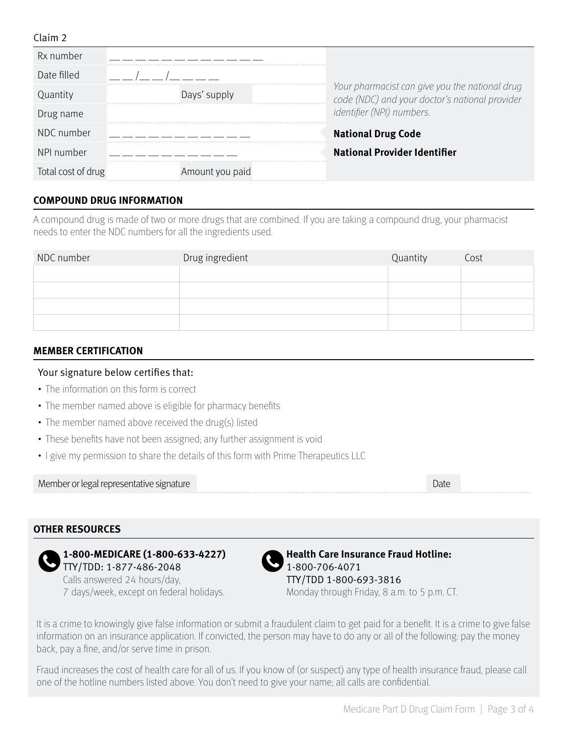Claim 2

| Rx number | _ _ _ _ _ _ _ _ _ _ _ _ _ _ _ | |
|---|---|---|
| Date filled | _ _ /_ _ /_ _ _ _ | |
| Quantity | Days' supply | |
| Drug name | | |
| NDC number | _ _ _ _ _ _ _ _ _ _ _ _ _ | |
| NPI number | _ _ _ _ _ _ _ _ _ _ _ _ | |
| Total cost of drug | Amount you paid | |

*Your pharmacist can give you the national drug code (NDC) and your doctor's national provider identifier (NPI) numbers.*

**National Drug Code**

**National Provider Identifier**

## COMPOUND DRUG INFORMATION

A compound drug is made of two or more drugs that are combined. If you are taking a compound drug, your pharmacist needs to enter the NDC numbers for all the ingredients used.

| NDC number | Drug ingredient | Quantity | Cost |
|---|---|---|---|
| | | | |
| | | | |
| | | | |
| | | | |

## MEMBER CERTIFICATION

Your signature below certifies that:

- The information on this form is correct
- The member named above is eligible for pharmacy benefits
- The member named above received the drug(s) listed
- These benefits have not been assigned; any further assignment is void
- I give my permission to share the details of this form with Prime Therapeutics LLC

| Member or legal representative signature | | Date | |
|---|---|---|---|

## OTHER RESOURCES

**1-800-MEDICARE (1-800-633-4227)**
TTY/TDD: 1-877-486-2048
Calls answered 24 hours/day,
7 days/week, except on federal holidays.

**Health Care Insurance Fraud Hotline:**
1-800-706-4071
TTY/TDD 1-800-693-3816
Monday through Friday, 8 a.m. to 5 p.m. CT.

It is a crime to knowingly give false information or submit a fraudulent claim to get paid for a benefit. It is a crime to give false information on an insurance application. If convicted, the person may have to do any or all of the following: pay the money back, pay a fine, and/or serve time in prison.

Fraud increases the cost of health care for all of us. If you know of (or suspect) any type of health insurance fraud, please call one of the hotline numbers listed above. You don't need to give your name; all calls are confidential.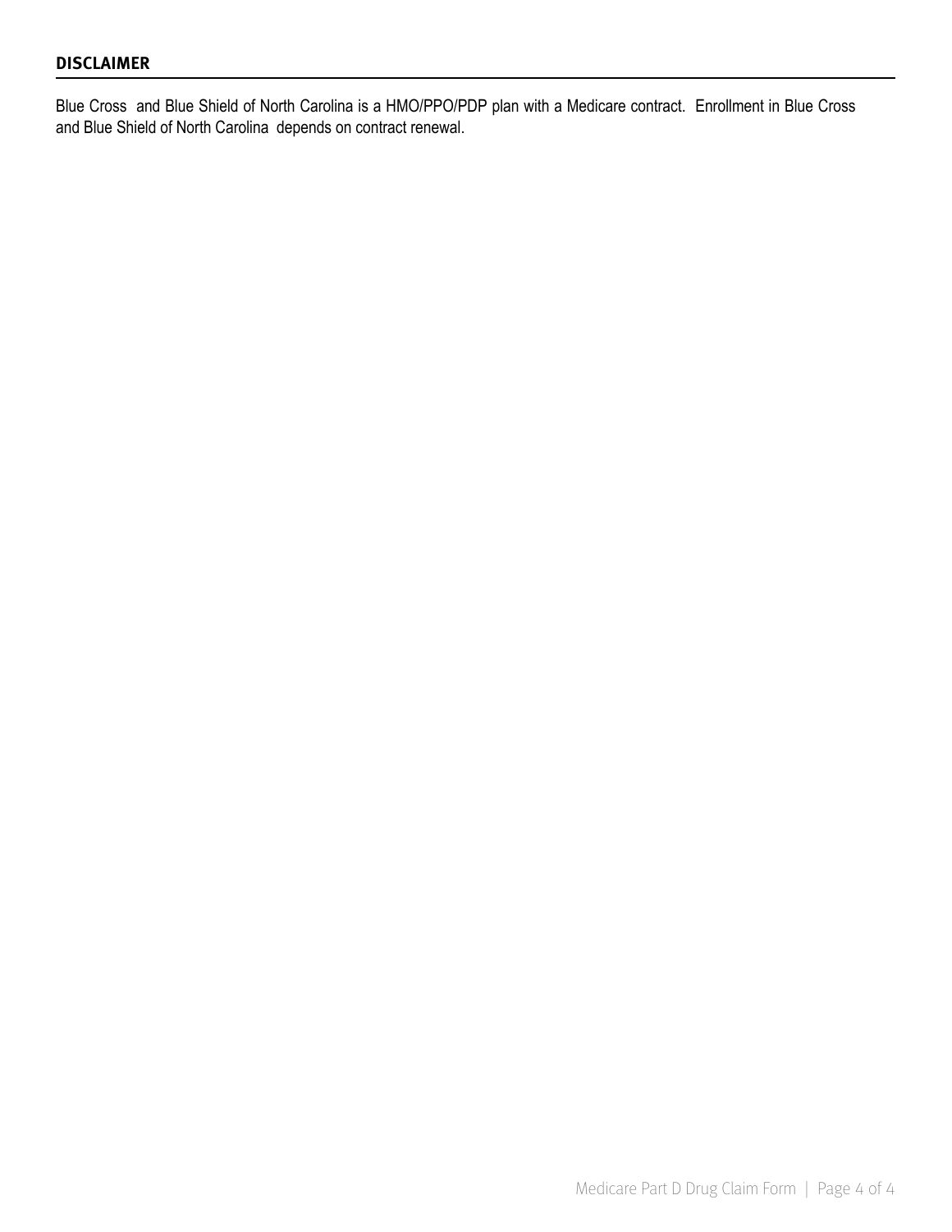## DISCLAIMER

Blue Cross and Blue Shield of North Carolina is a HMO/PPO/PDP plan with a Medicare contract. Enrollment in Blue Cross and Blue Shield of North Carolina depends on contract renewal.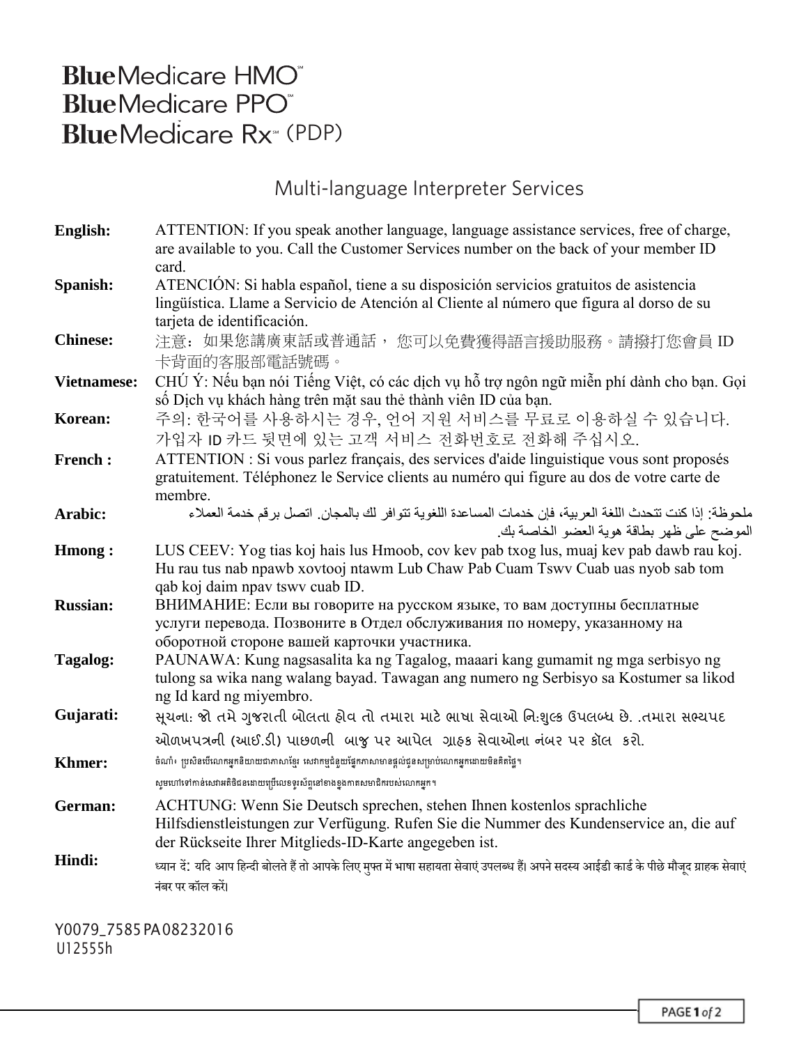**Blue**Medicare HMO℠
**Blue**Medicare PPO℠
**Blue**Medicare Rx℠ (PDP)

## Multi-language Interpreter Services

**English:** ATTENTION: If you speak another language, language assistance services, free of charge, are available to you. Call the Customer Services number on the back of your member ID card.

**Spanish:** ATENCIÓN: Si habla español, tiene a su disposición servicios gratuitos de asistencia lingüística. Llame a Servicio de Atención al Cliente al número que figura al dorso de su tarjeta de identificación.

**Chinese:** 注意：如果您講廣東話或普通話， 您可以免費獲得語言援助服務。請撥打您會員 ID 卡背面的客服部電話號碼。

**Vietnamese:** CHÚ Ý: Nếu bạn nói Tiếng Việt, có các dịch vụ hỗ trợ ngôn ngữ miễn phí dành cho bạn. Gọi số Dịch vụ khách hàng trên mặt sau thẻ thành viên ID của bạn.

**Korean:** 주의: 한국어를 사용하시는 경우, 언어 지원 서비스를 무료로 이용하실 수 있습니다. 가입자 ID 카드 뒷면에 있는 고객 서비스 전화번호로 전화해 주십시오.

**French :** ATTENTION : Si vous parlez français, des services d'aide linguistique vous sont proposés gratuitement. Téléphonez le Service clients au numéro qui figure au dos de votre carte de membre.

**Arabic:** ملحوظة: إذا كنت تتحدث اللغة العربية، فإن خدمات المساعدة اللغوية تتوافر لك بالمجان. اتصل برقم خدمة العملاء الموضح على ظهر بطاقة هوية العضو الخاصة بك.

**Hmong :** LUS CEEV: Yog tias koj hais lus Hmoob, cov kev pab txog lus, muaj kev pab dawb rau koj. Hu rau tus nab npawb xovtooj ntawm Lub Chaw Pab Cuam Tswv Cuab uas nyob sab tom qab koj daim npav tswv cuab ID.

**Russian:** ВНИМАНИЕ: Если вы говорите на русском языке, то вам доступны бесплатные услуги перевода. Позвоните в Отдел обслуживания по номеру, указанному на оборотной стороне вашей карточки участника.

**Tagalog:** PAUNAWA: Kung nagsasalita ka ng Tagalog, maaari kang gumamit ng mga serbisyo ng tulong sa wika nang walang bayad. Tawagan ang numero ng Serbisyo sa Kostumer sa likod ng Id kard ng miyembro.

**Gujarati:** સૂચના: જો તમે ગુજરાતી બોલતા હોવ તો તમારા માટે ભાષા સેવાઓ નિ:શુલ્ક ઉપલબ્ધ છે. .તમારા સભ્યપદ ઓળખપત્રની (આઈ.ડી) પાછળની બાજુ પર આપેલ ગ્રાહક સેવાઓના નંબર પર કૉલ કરો.

**Khmer:** ចំណាំ៖ ប្រសិនបើលោកអ្នកនិយាយជាភាសាខ្មែរ សេវាកម្មជំនួយផ្នែកភាសាមានផ្តល់ជូនសម្រាប់លោកអ្នកដោយមិនគិតថ្លៃ។ សូមហៅទៅកាន់សេវាអតិថិជនដោយប្រើលេខទូរស័ព្ទនៅខាងខ្នងកាតសមាជិករបស់លោកអ្នក។

**German:** ACHTUNG: Wenn Sie Deutsch sprechen, stehen Ihnen kostenlos sprachliche Hilfsdienstleistungen zur Verfügung. Rufen Sie die Nummer des Kundenservice an, die auf der Rückseite Ihrer Mitglieds-ID-Karte angegeben ist.

**Hindi:** ध्यान दें: यदि आप हिन्दी बोलते हैं तो आपके लिए मुफ्त में भाषा सहायता सेवाएं उपलब्ध हैं। अपने सदस्य आईडी कार्ड के पीछे मौजूद ग्राहक सेवाएं नंबर पर कॉल करें।

Y0079_7585 PA08232016
U12555h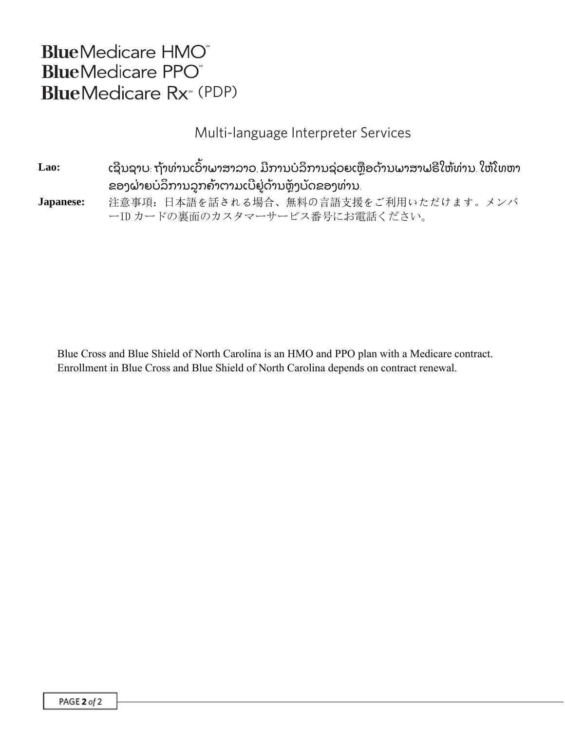# BlueMedicare HMO℠
# BlueMedicare PPO℠
# BlueMedicare Rx℠ (PDP)

## Multi-language Interpreter Services

**Lao:** ເຊີນຊາບ: ຖ້າທ່ານເວົ້າພາສາລາວ, ມີການບໍລິການຊ່ວຍເຫຼືອດ້ານພາສາຟຣີໃຫ້ທ່ານ. ໃຫ້ໂທຫາຂອງຝ່າຍບໍລິການລູກຄ້າຕາມເບີຢູ່ດ້ານຫຼັງບັດຂອງທ່ານ.

**Japanese:** 注意事項：日本語を話される場合、無料の言語支援をご利用いただけます。メンバーID カードの裏面のカスタマーサービス番号にお電話ください。

Blue Cross and Blue Shield of North Carolina is an HMO and PPO plan with a Medicare contract. Enrollment in Blue Cross and Blue Shield of North Carolina depends on contract renewal.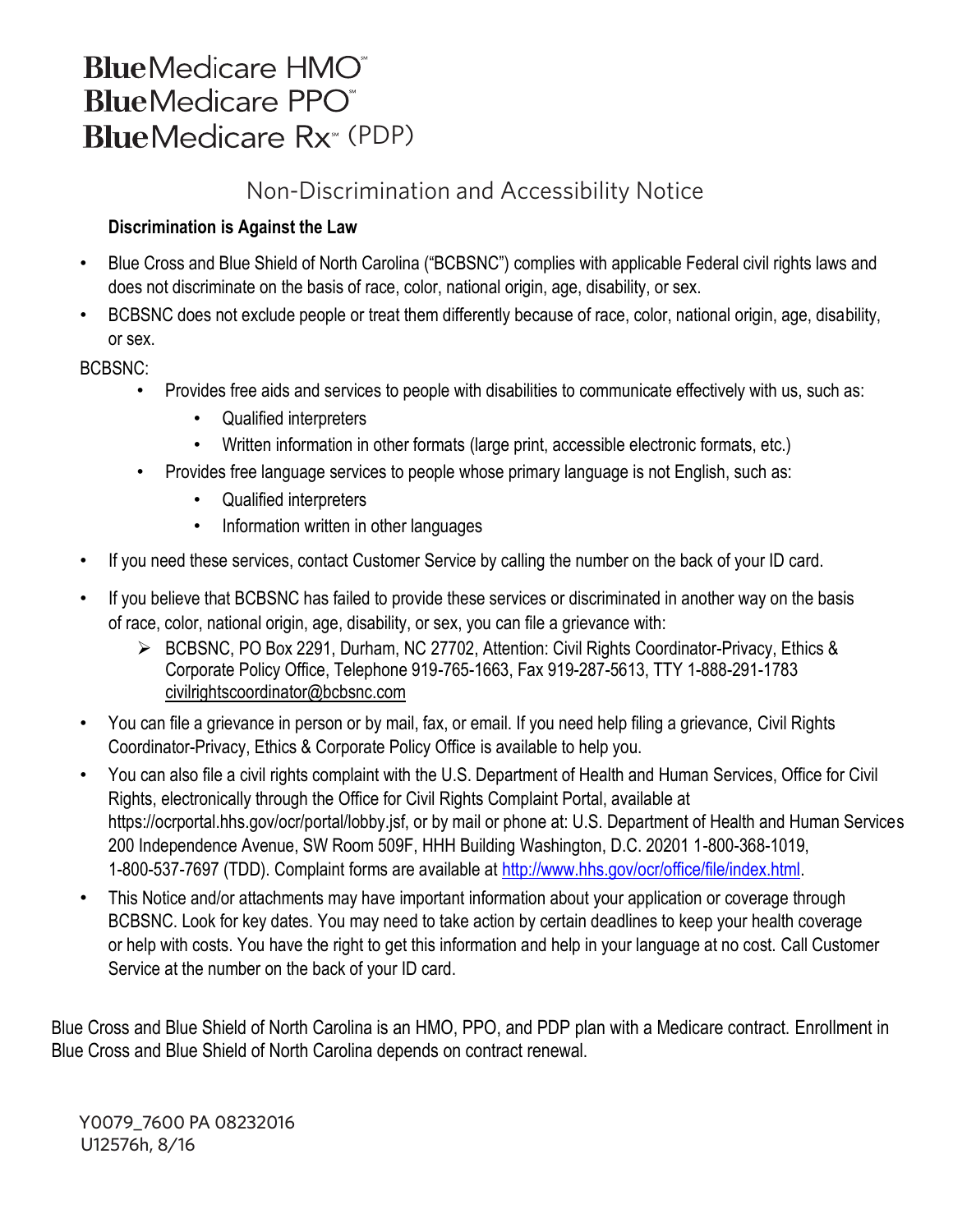# BlueMedicare HMO℠
# BlueMedicare PPO℠
# BlueMedicare Rx℠ (PDP)

## Non-Discrimination and Accessibility Notice

**Discrimination is Against the Law**

- Blue Cross and Blue Shield of North Carolina ("BCBSNC") complies with applicable Federal civil rights laws and does not discriminate on the basis of race, color, national origin, age, disability, or sex.
- BCBSNC does not exclude people or treat them differently because of race, color, national origin, age, disability, or sex.

BCBSNC:

- Provides free aids and services to people with disabilities to communicate effectively with us, such as:
  - Qualified interpreters
  - Written information in other formats (large print, accessible electronic formats, etc.)
- Provides free language services to people whose primary language is not English, such as:
  - Qualified interpreters
  - Information written in other languages

- If you need these services, contact Customer Service by calling the number on the back of your ID card.
- If you believe that BCBSNC has failed to provide these services or discriminated in another way on the basis of race, color, national origin, age, disability, or sex, you can file a grievance with:
  - BCBSNC, PO Box 2291, Durham, NC 27702, Attention: Civil Rights Coordinator-Privacy, Ethics & Corporate Policy Office, Telephone 919-765-1663, Fax 919-287-5613, TTY 1-888-291-1783 civilrightscoordinator@bcbsnc.com
- You can file a grievance in person or by mail, fax, or email. If you need help filing a grievance, Civil Rights Coordinator-Privacy, Ethics & Corporate Policy Office is available to help you.
- You can also file a civil rights complaint with the U.S. Department of Health and Human Services, Office for Civil Rights, electronically through the Office for Civil Rights Complaint Portal, available at https://ocrportal.hhs.gov/ocr/portal/lobby.jsf, or by mail or phone at: U.S. Department of Health and Human Services 200 Independence Avenue, SW Room 509F, HHH Building Washington, D.C. 20201 1-800-368-1019, 1-800-537-7697 (TDD). Complaint forms are available at http://www.hhs.gov/ocr/office/file/index.html.
- This Notice and/or attachments may have important information about your application or coverage through BCBSNC. Look for key dates. You may need to take action by certain deadlines to keep your health coverage or help with costs. You have the right to get this information and help in your language at no cost. Call Customer Service at the number on the back of your ID card.

Blue Cross and Blue Shield of North Carolina is an HMO, PPO, and PDP plan with a Medicare contract. Enrollment in Blue Cross and Blue Shield of North Carolina depends on contract renewal.

Y0079_7600 PA 08232016
U12576h, 8/16